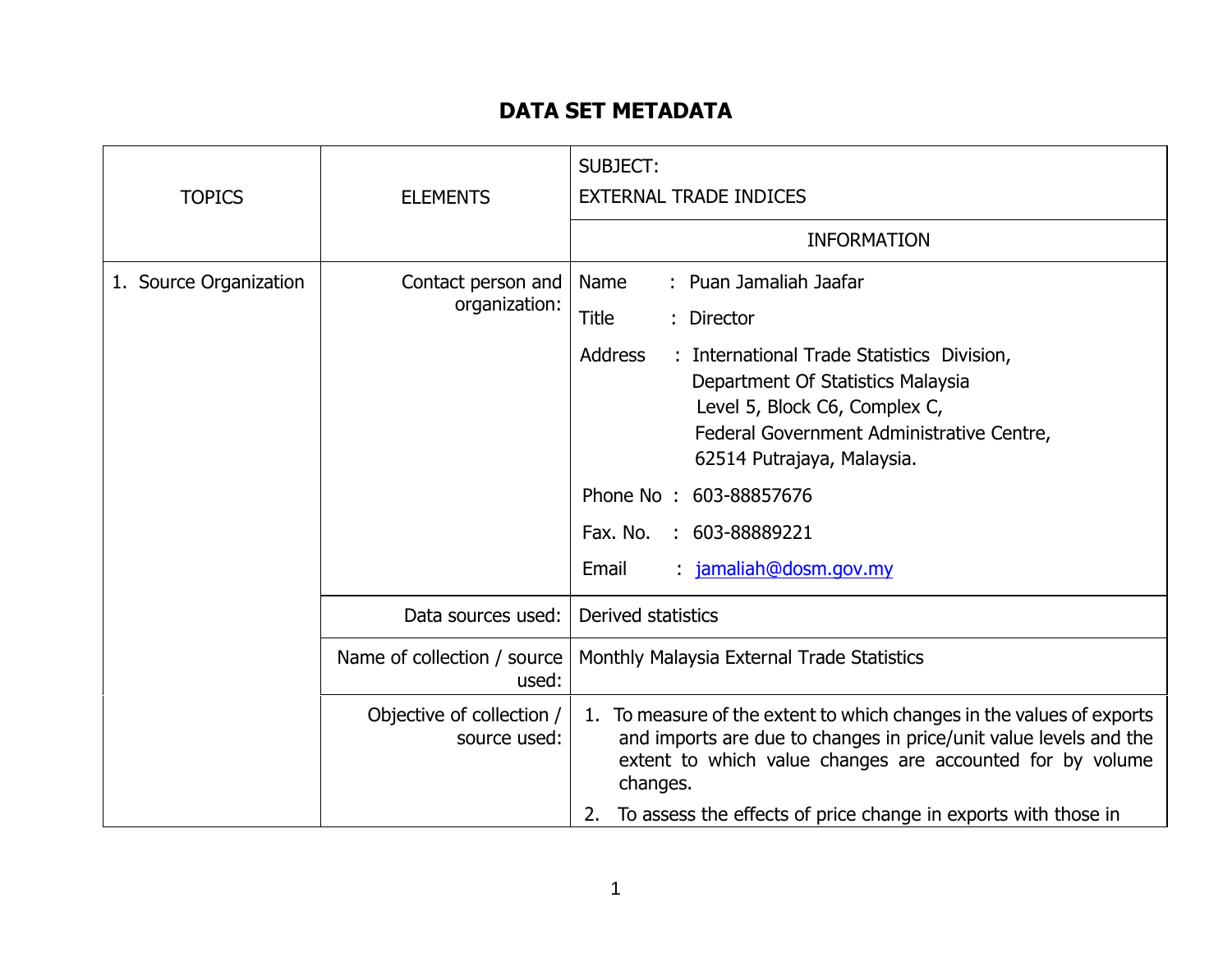# DATA SET METADATA

| TOPICS | ELEMENTS | SUBJECT: EXTERNAL TRADE INDICES |
|---|---|---|
| | | INFORMATION |
| 1. Source Organization | Contact person and organization: | Name : Puan Jamaliah Jaafar<br>Title : Director<br>Address : International Trade Statistics Division, Department Of Statistics Malaysia Level 5, Block C6, Complex C, Federal Government Administrative Centre, 62514 Putrajaya, Malaysia.<br>Phone No : 603-88857676<br>Fax. No. : 603-88889221<br>Email : jamaliah@dosm.gov.my |
| | Data sources used: | Derived statistics |
| | Name of collection / source used: | Monthly Malaysia External Trade Statistics |
| | Objective of collection / source used: | 1. To measure of the extent to which changes in the values of exports and imports are due to changes in price/unit value levels and the extent to which value changes are accounted for by volume changes.<br>2. To assess the effects of price change in exports with those in |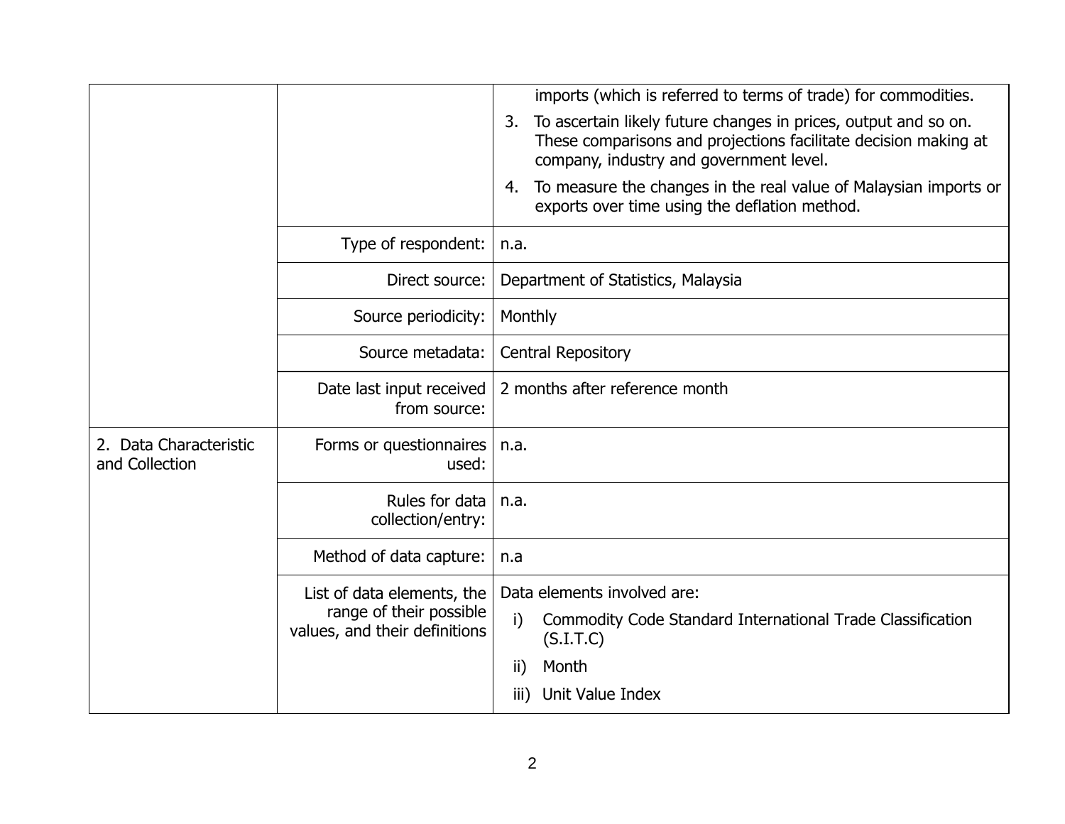| | | |
|---|---|---|
| | | imports (which is referred to terms of trade) for commodities.<br>3. To ascertain likely future changes in prices, output and so on. These comparisons and projections facilitate decision making at company, industry and government level.<br>4. To measure the changes in the real value of Malaysian imports or exports over time using the deflation method. |
| | Type of respondent: | n.a. |
| | Direct source: | Department of Statistics, Malaysia |
| | Source periodicity: | Monthly |
| | Source metadata: | Central Repository |
| | Date last input received from source: | 2 months after reference month |
| 2. Data Characteristic and Collection | Forms or questionnaires used: | n.a. |
| | Rules for data collection/entry: | n.a. |
| | Method of data capture: | n.a |
| | List of data elements, the range of their possible values, and their definitions | Data elements involved are:<br>i) Commodity Code Standard International Trade Classification (S.I.T.C)<br>ii) Month<br>iii) Unit Value Index |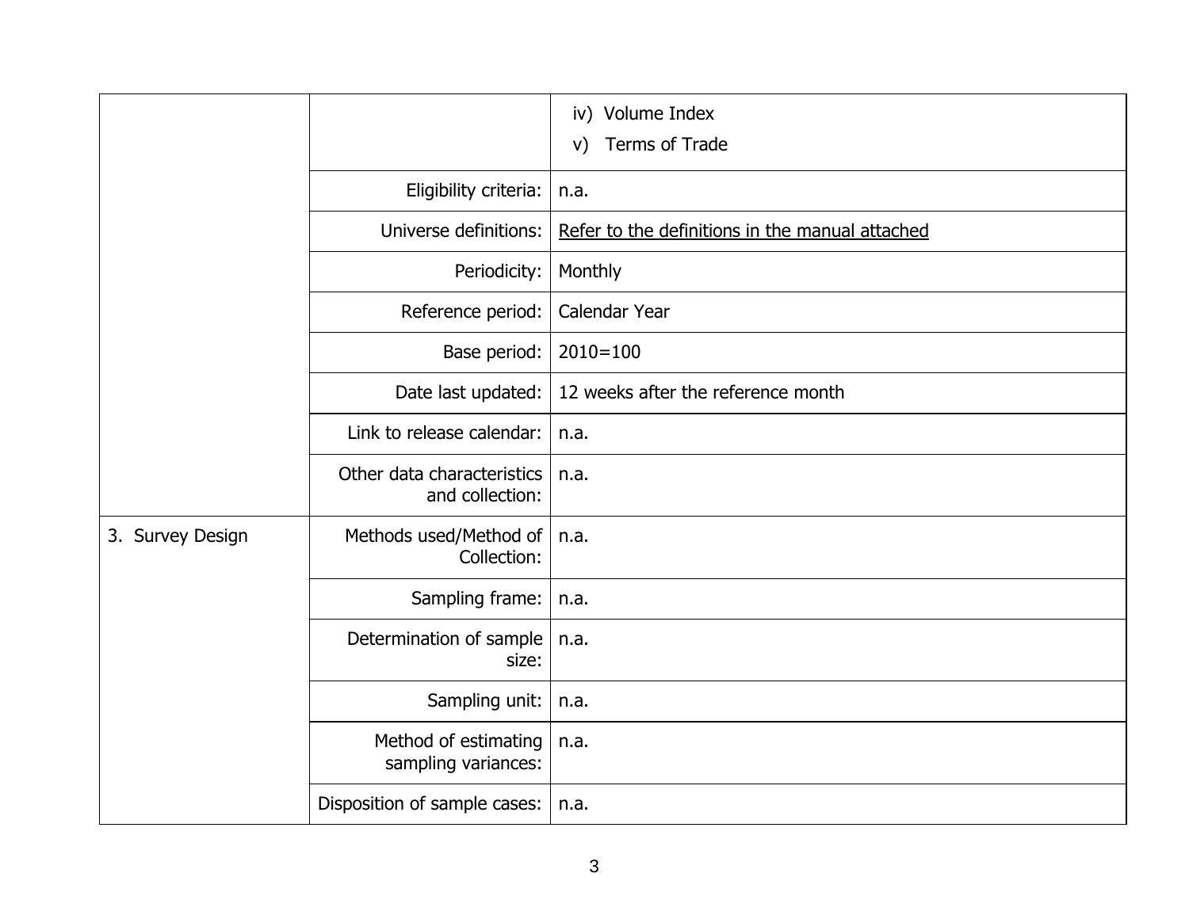| | | |
|---|---|---|
| | | iv) Volume Index<br>v) Terms of Trade |
| | Eligibility criteria: | n.a. |
| | Universe definitions: | Refer to the definitions in the manual attached |
| | Periodicity: | Monthly |
| | Reference period: | Calendar Year |
| | Base period: | 2010=100 |
| | Date last updated: | 12 weeks after the reference month |
| | Link to release calendar: | n.a. |
| | Other data characteristics and collection: | n.a. |
| 3. Survey Design | Methods used/Method of Collection: | n.a. |
| | Sampling frame: | n.a. |
| | Determination of sample size: | n.a. |
| | Sampling unit: | n.a. |
| | Method of estimating sampling variances: | n.a. |
| | Disposition of sample cases: | n.a. |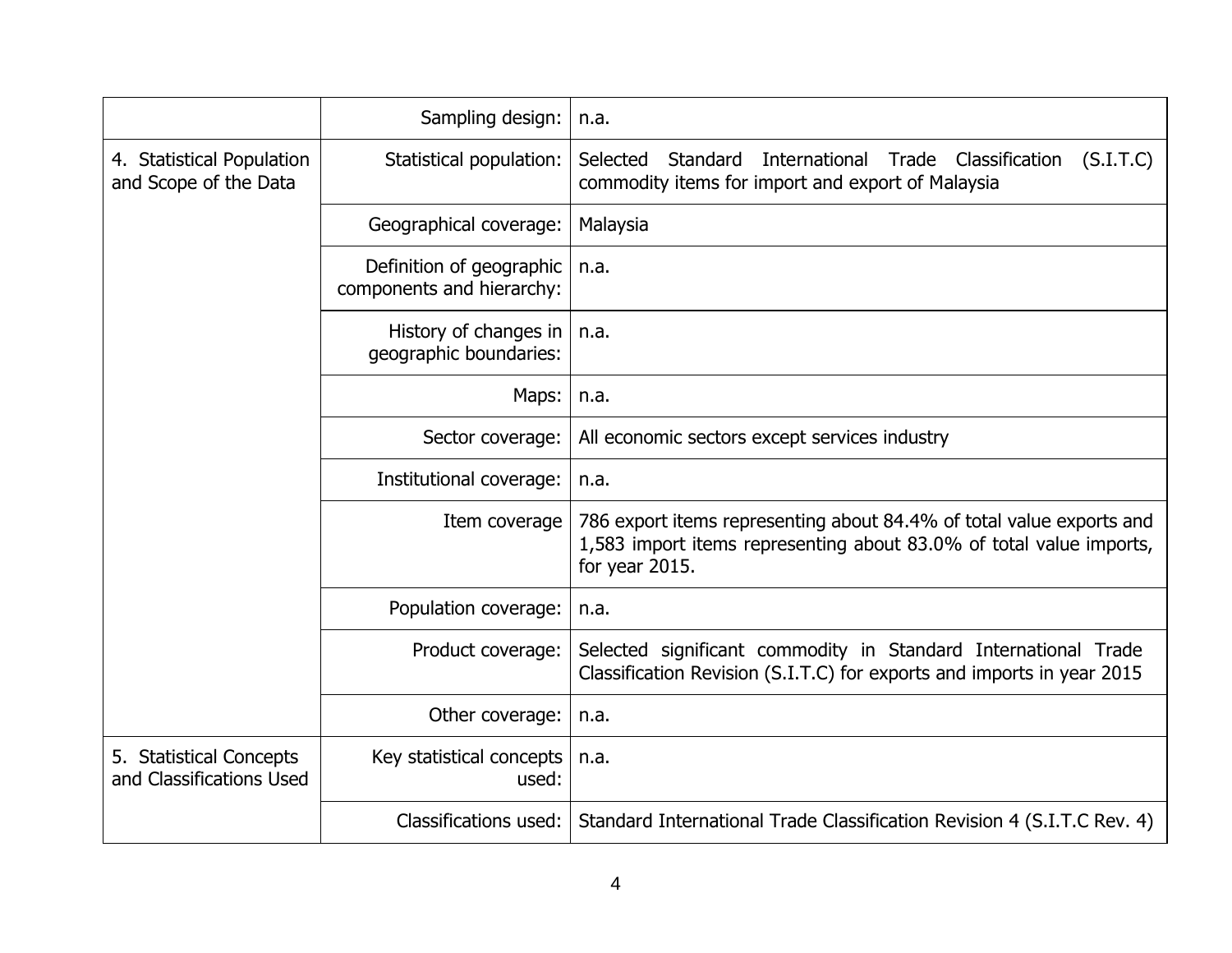| | | |
|---|---|---|
| | Sampling design: | n.a. |
| 4. Statistical Population and Scope of the Data | Statistical population: | Selected Standard International Trade Classification (S.I.T.C) commodity items for import and export of Malaysia |
| | Geographical coverage: | Malaysia |
| | Definition of geographic components and hierarchy: | n.a. |
| | History of changes in geographic boundaries: | n.a. |
| | Maps: | n.a. |
| | Sector coverage: | All economic sectors except services industry |
| | Institutional coverage: | n.a. |
| | Item coverage | 786 export items representing about 84.4% of total value exports and 1,583 import items representing about 83.0% of total value imports, for year 2015. |
| | Population coverage: | n.a. |
| | Product coverage: | Selected significant commodity in Standard International Trade Classification Revision (S.I.T.C) for exports and imports in year 2015 |
| | Other coverage: | n.a. |
| 5. Statistical Concepts and Classifications Used | Key statistical concepts used: | n.a. |
| | Classifications used: | Standard International Trade Classification Revision 4 (S.I.T.C Rev. 4) |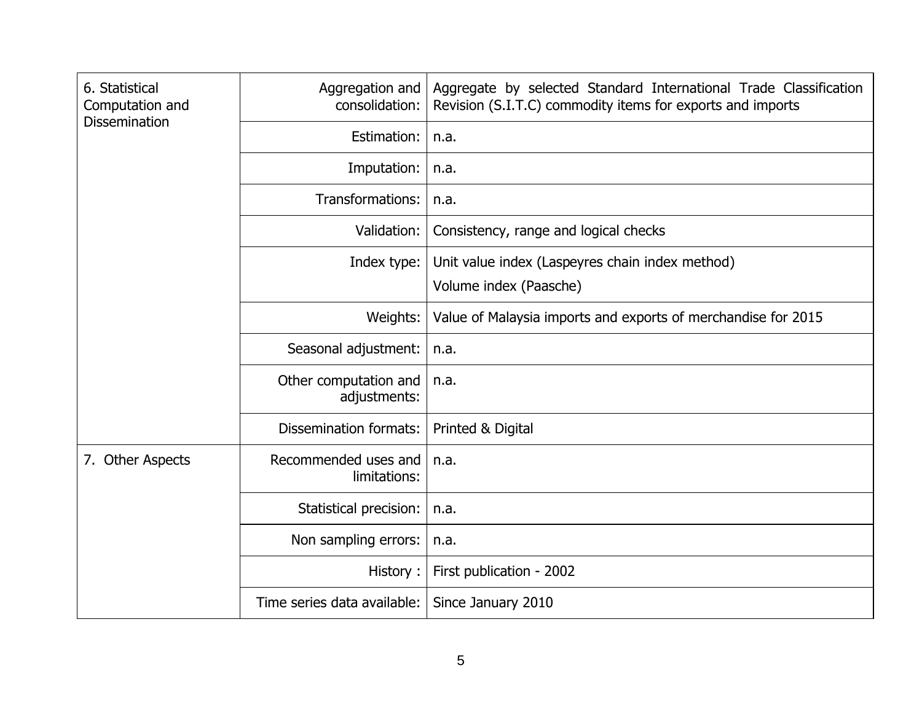| | | |
|---|---|---|
| 6. Statistical Computation and Dissemination | Aggregation and consolidation: | Aggregate by selected Standard International Trade Classification Revision (S.I.T.C) commodity items for exports and imports |
| | Estimation: | n.a. |
| | Imputation: | n.a. |
| | Transformations: | n.a. |
| | Validation: | Consistency, range and logical checks |
| | Index type: | Unit value index (Laspeyres chain index method)<br>Volume index (Paasche) |
| | Weights: | Value of Malaysia imports and exports of merchandise for 2015 |
| | Seasonal adjustment: | n.a. |
| | Other computation and adjustments: | n.a. |
| | Dissemination formats: | Printed & Digital |
| 7. Other Aspects | Recommended uses and limitations: | n.a. |
| | Statistical precision: | n.a. |
| | Non sampling errors: | n.a. |
| | History : | First publication - 2002 |
| | Time series data available: | Since January 2010 |